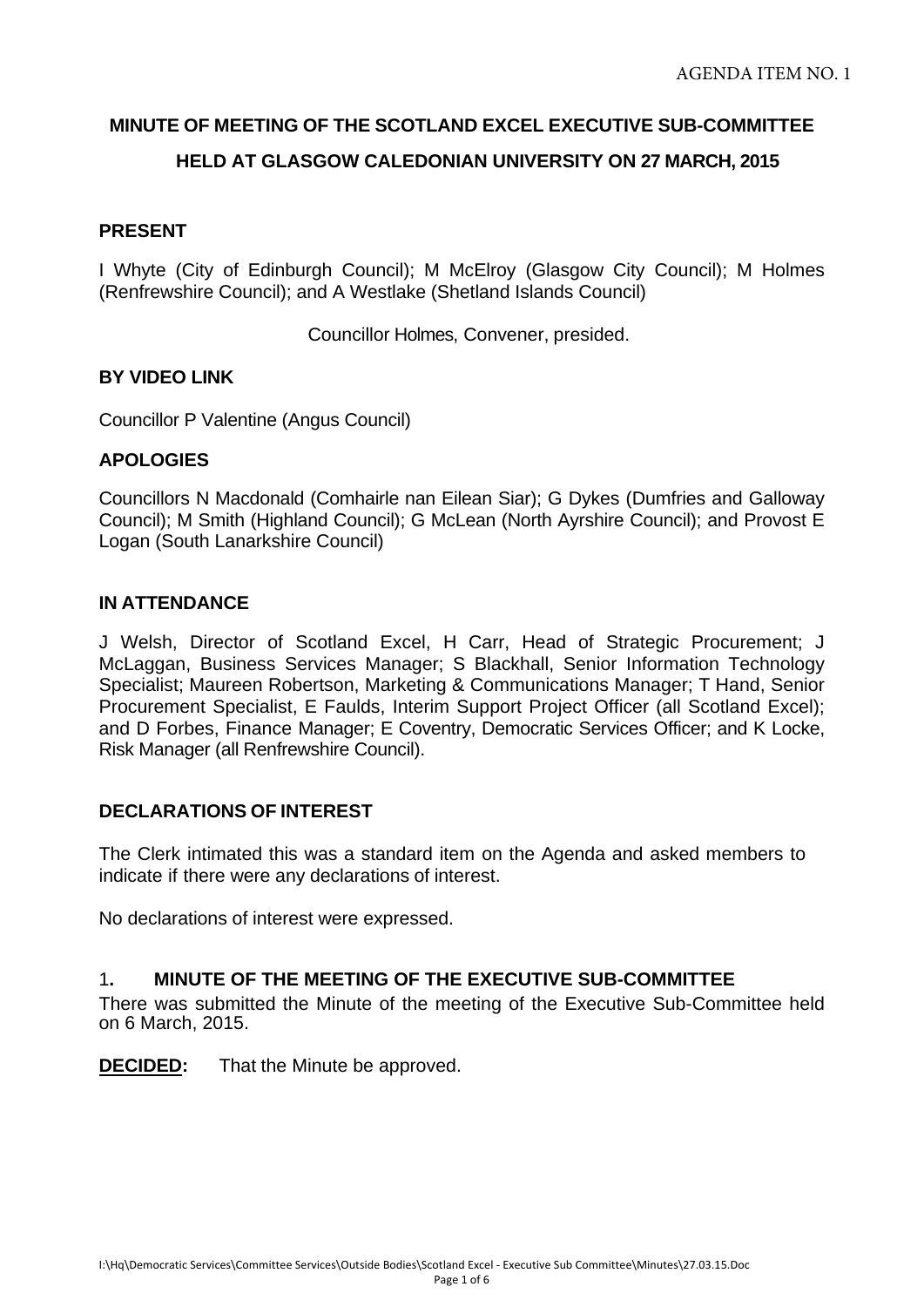AGENDA ITEM NO. 1

# MINUTE OF MEETING OF THE SCOTLAND EXCEL EXECUTIVE SUB-COMMITTEE

## HELD AT GLASGOW CALEDONIAN UNIVERSITY ON 27 MARCH, 2015

### PRESENT

I Whyte (City of Edinburgh Council); M McElroy (Glasgow City Council); M Holmes (Renfrewshire Council); and A Westlake (Shetland Islands Council)

Councillor Holmes, Convener, presided.

### BY VIDEO LINK

Councillor P Valentine (Angus Council)

### APOLOGIES

Councillors N Macdonald (Comhairle nan Eilean Siar); G Dykes (Dumfries and Galloway Council); M Smith (Highland Council); G McLean (North Ayrshire Council); and Provost E Logan (South Lanarkshire Council)

### IN ATTENDANCE

J Welsh, Director of Scotland Excel, H Carr, Head of Strategic Procurement; J McLaggan, Business Services Manager; S Blackhall, Senior Information Technology Specialist; Maureen Robertson, Marketing & Communications Manager; T Hand, Senior Procurement Specialist, E Faulds, Interim Support Project Officer (all Scotland Excel); and D Forbes, Finance Manager; E Coventry, Democratic Services Officer; and K Locke, Risk Manager (all Renfrewshire Council).

### DECLARATIONS OF INTEREST

The Clerk intimated this was a standard item on the Agenda and asked members to indicate if there were any declarations of interest.

No declarations of interest were expressed.

### 1. MINUTE OF THE MEETING OF THE EXECUTIVE SUB-COMMITTEE

There was submitted the Minute of the meeting of the Executive Sub-Committee held on 6 March, 2015.

**DECIDED:** That the Minute be approved.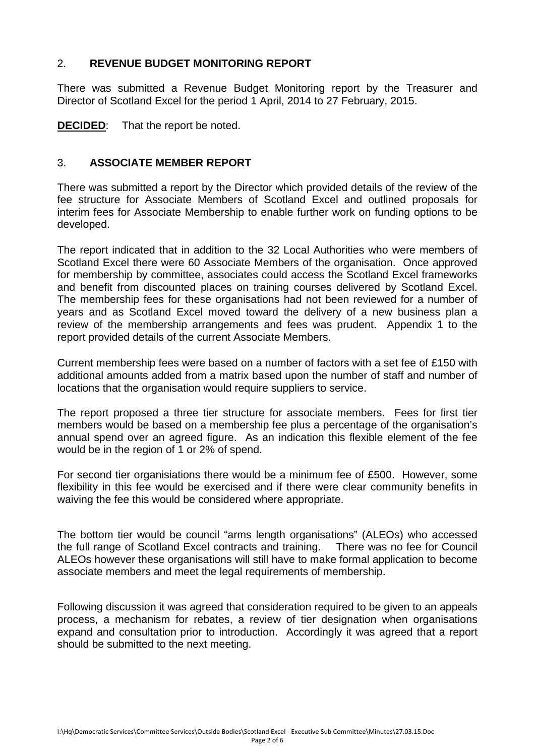## 2. **REVENUE BUDGET MONITORING REPORT**

There was submitted a Revenue Budget Monitoring report by the Treasurer and Director of Scotland Excel for the period 1 April, 2014 to 27 February, 2015.

**DECIDED**: That the report be noted.

## 3. **ASSOCIATE MEMBER REPORT**

There was submitted a report by the Director which provided details of the review of the fee structure for Associate Members of Scotland Excel and outlined proposals for interim fees for Associate Membership to enable further work on funding options to be developed.

The report indicated that in addition to the 32 Local Authorities who were members of Scotland Excel there were 60 Associate Members of the organisation. Once approved for membership by committee, associates could access the Scotland Excel frameworks and benefit from discounted places on training courses delivered by Scotland Excel. The membership fees for these organisations had not been reviewed for a number of years and as Scotland Excel moved toward the delivery of a new business plan a review of the membership arrangements and fees was prudent. Appendix 1 to the report provided details of the current Associate Members.

Current membership fees were based on a number of factors with a set fee of £150 with additional amounts added from a matrix based upon the number of staff and number of locations that the organisation would require suppliers to service.

The report proposed a three tier structure for associate members. Fees for first tier members would be based on a membership fee plus a percentage of the organisation's annual spend over an agreed figure. As an indication this flexible element of the fee would be in the region of 1 or 2% of spend.

For second tier organisiations there would be a minimum fee of £500. However, some flexibility in this fee would be exercised and if there were clear community benefits in waiving the fee this would be considered where appropriate.

The bottom tier would be council "arms length organisations" (ALEOs) who accessed the full range of Scotland Excel contracts and training. There was no fee for Council ALEOs however these organisations will still have to make formal application to become associate members and meet the legal requirements of membership.

Following discussion it was agreed that consideration required to be given to an appeals process, a mechanism for rebates, a review of tier designation when organisations expand and consultation prior to introduction. Accordingly it was agreed that a report should be submitted to the next meeting.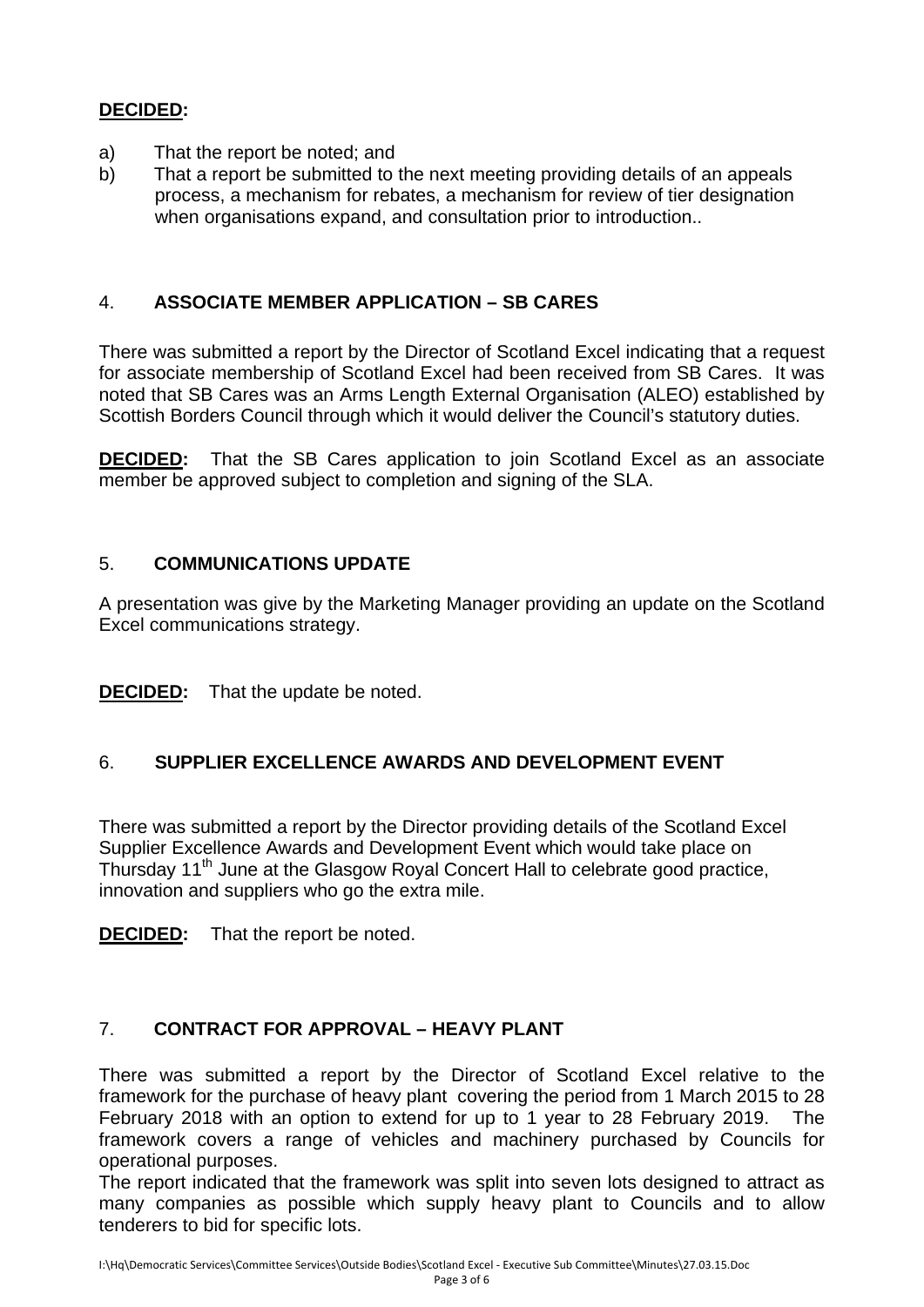**DECIDED:**

a) That the report be noted; and
b) That a report be submitted to the next meeting providing details of an appeals process, a mechanism for rebates, a mechanism for review of tier designation when organisations expand, and consultation prior to introduction..

## 4. ASSOCIATE MEMBER APPLICATION – SB CARES

There was submitted a report by the Director of Scotland Excel indicating that a request for associate membership of Scotland Excel had been received from SB Cares. It was noted that SB Cares was an Arms Length External Organisation (ALEO) established by Scottish Borders Council through which it would deliver the Council's statutory duties.

**DECIDED:** That the SB Cares application to join Scotland Excel as an associate member be approved subject to completion and signing of the SLA.

## 5. COMMUNICATIONS UPDATE

A presentation was give by the Marketing Manager providing an update on the Scotland Excel communications strategy.

**DECIDED:** That the update be noted.

## 6. SUPPLIER EXCELLENCE AWARDS AND DEVELOPMENT EVENT

There was submitted a report by the Director providing details of the Scotland Excel Supplier Excellence Awards and Development Event which would take place on Thursday 11th June at the Glasgow Royal Concert Hall to celebrate good practice, innovation and suppliers who go the extra mile.

**DECIDED:** That the report be noted.

## 7. CONTRACT FOR APPROVAL – HEAVY PLANT

There was submitted a report by the Director of Scotland Excel relative to the framework for the purchase of heavy plant covering the period from 1 March 2015 to 28 February 2018 with an option to extend for up to 1 year to 28 February 2019. The framework covers a range of vehicles and machinery purchased by Councils for operational purposes.

The report indicated that the framework was split into seven lots designed to attract as many companies as possible which supply heavy plant to Councils and to allow tenderers to bid for specific lots.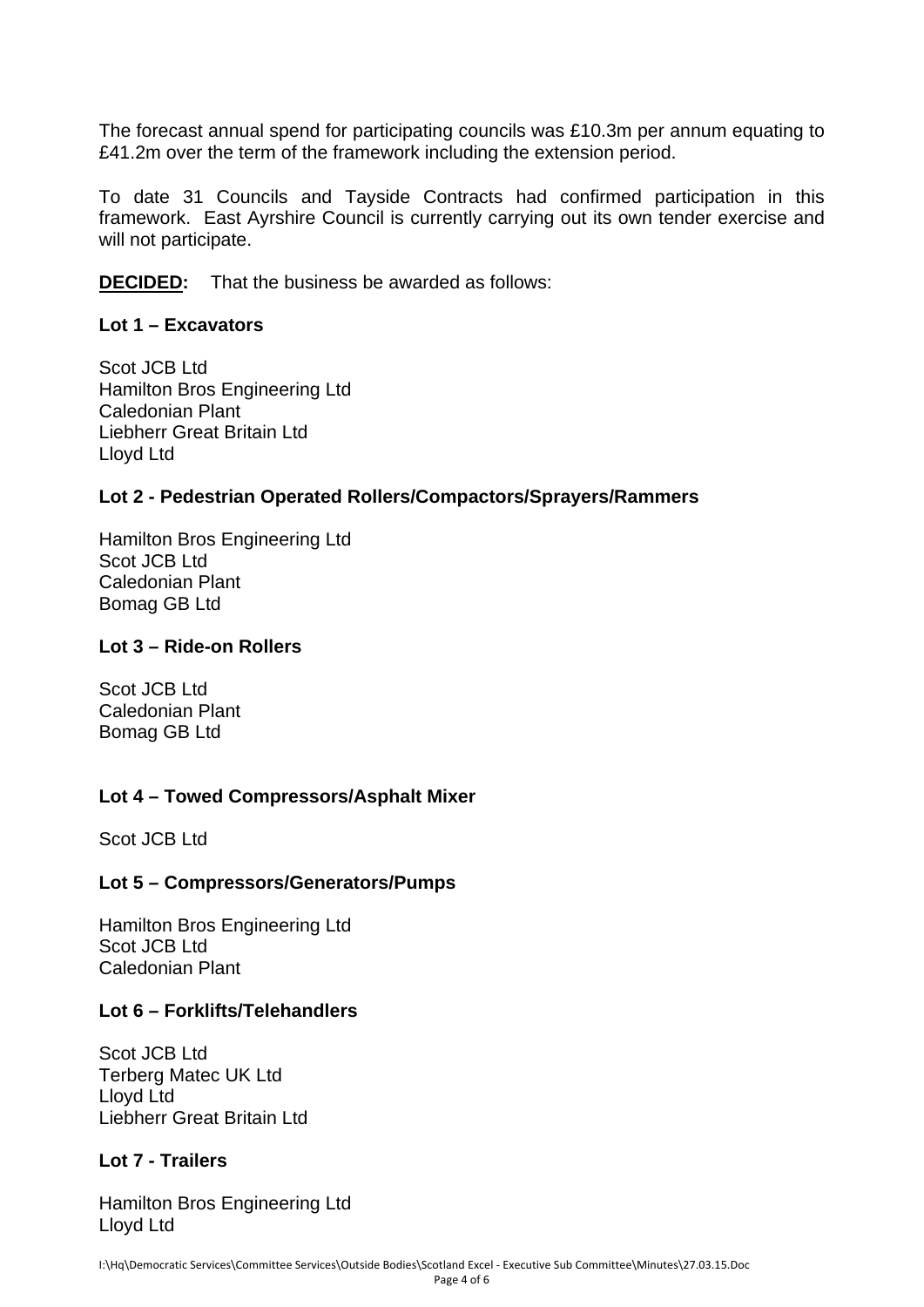The forecast annual spend for participating councils was £10.3m per annum equating to £41.2m over the term of the framework including the extension period.

To date 31 Councils and Tayside Contracts had confirmed participation in this framework. East Ayrshire Council is currently carrying out its own tender exercise and will not participate.

**DECIDED:** That the business be awarded as follows:

**Lot 1 – Excavators**

Scot JCB Ltd
Hamilton Bros Engineering Ltd
Caledonian Plant
Liebherr Great Britain Ltd
Lloyd Ltd

**Lot 2 - Pedestrian Operated Rollers/Compactors/Sprayers/Rammers**

Hamilton Bros Engineering Ltd
Scot JCB Ltd
Caledonian Plant
Bomag GB Ltd

**Lot 3 – Ride-on Rollers**

Scot JCB Ltd
Caledonian Plant
Bomag GB Ltd

**Lot 4 – Towed Compressors/Asphalt Mixer**

Scot JCB Ltd

**Lot 5 – Compressors/Generators/Pumps**

Hamilton Bros Engineering Ltd
Scot JCB Ltd
Caledonian Plant

**Lot 6 – Forklifts/Telehandlers**

Scot JCB Ltd
Terberg Matec UK Ltd
Lloyd Ltd
Liebherr Great Britain Ltd

**Lot 7 - Trailers**

Hamilton Bros Engineering Ltd
Lloyd Ltd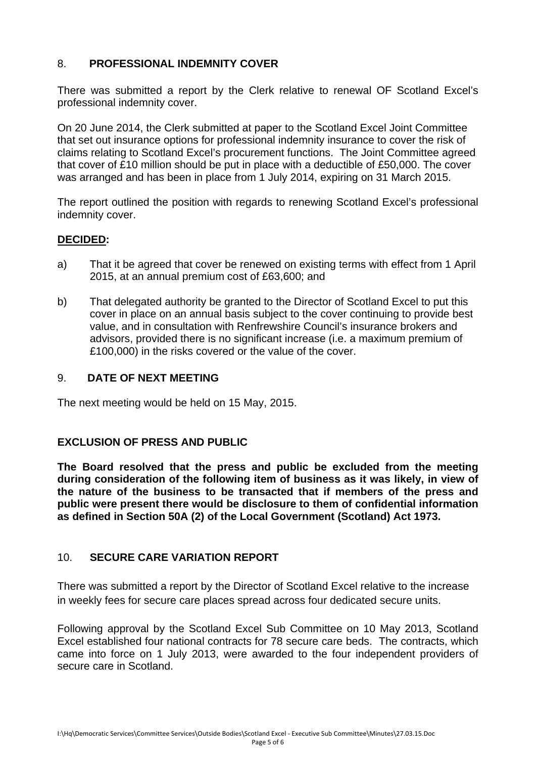## 8. PROFESSIONAL INDEMNITY COVER

There was submitted a report by the Clerk relative to renewal OF Scotland Excel's professional indemnity cover.

On 20 June 2014, the Clerk submitted at paper to the Scotland Excel Joint Committee that set out insurance options for professional indemnity insurance to cover the risk of claims relating to Scotland Excel's procurement functions. The Joint Committee agreed that cover of £10 million should be put in place with a deductible of £50,000. The cover was arranged and has been in place from 1 July 2014, expiring on 31 March 2015.

The report outlined the position with regards to renewing Scotland Excel's professional indemnity cover.

**DECIDED:**

a) That it be agreed that cover be renewed on existing terms with effect from 1 April 2015, at an annual premium cost of £63,600; and

b) That delegated authority be granted to the Director of Scotland Excel to put this cover in place on an annual basis subject to the cover continuing to provide best value, and in consultation with Renfrewshire Council's insurance brokers and advisors, provided there is no significant increase (i.e. a maximum premium of £100,000) in the risks covered or the value of the cover.

## 9. DATE OF NEXT MEETING

The next meeting would be held on 15 May, 2015.

## EXCLUSION OF PRESS AND PUBLIC

**The Board resolved that the press and public be excluded from the meeting during consideration of the following item of business as it was likely, in view of the nature of the business to be transacted that if members of the press and public were present there would be disclosure to them of confidential information as defined in Section 50A (2) of the Local Government (Scotland) Act 1973.**

## 10. SECURE CARE VARIATION REPORT

There was submitted a report by the Director of Scotland Excel relative to the increase in weekly fees for secure care places spread across four dedicated secure units.

Following approval by the Scotland Excel Sub Committee on 10 May 2013, Scotland Excel established four national contracts for 78 secure care beds. The contracts, which came into force on 1 July 2013, were awarded to the four independent providers of secure care in Scotland.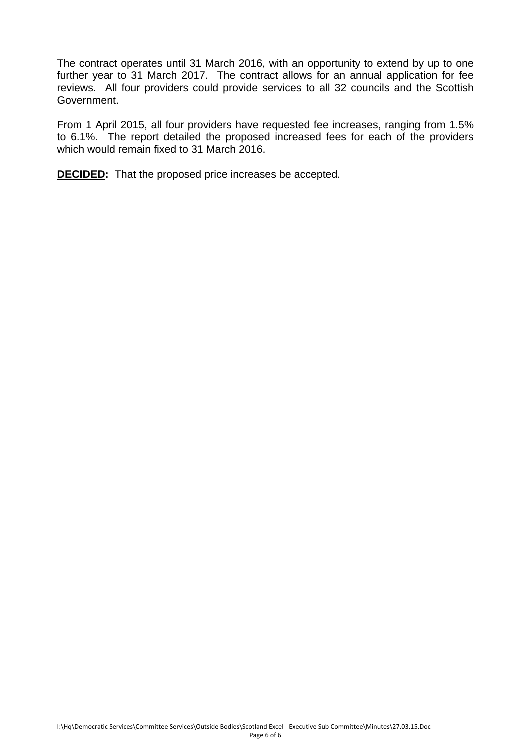The contract operates until 31 March 2016, with an opportunity to extend by up to one further year to 31 March 2017. The contract allows for an annual application for fee reviews. All four providers could provide services to all 32 councils and the Scottish Government.

From 1 April 2015, all four providers have requested fee increases, ranging from 1.5% to 6.1%. The report detailed the proposed increased fees for each of the providers which would remain fixed to 31 March 2016.

**DECIDED:** That the proposed price increases be accepted.